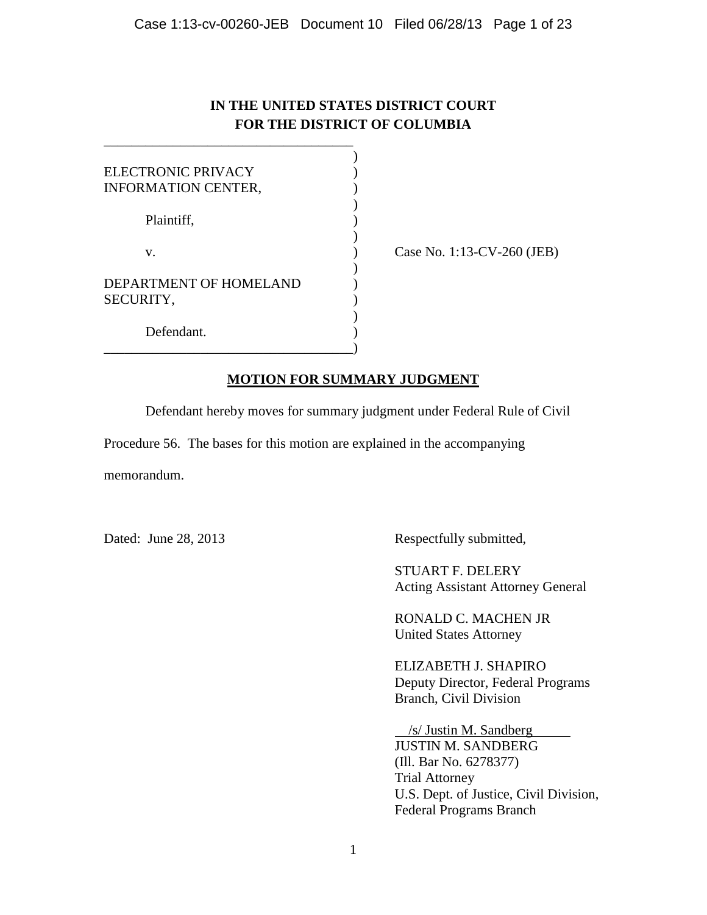# IN THE UNITED STATES DISTRICT COURT
# FOR THE DISTRICT OF COLUMBIA

ELECTRONIC PRIVACY INFORMATION CENTER,

Plaintiff,

v.

DEPARTMENT OF HOMELAND SECURITY,

Defendant.

Case No. 1:13-CV-260 (JEB)

## MOTION FOR SUMMARY JUDGMENT

Defendant hereby moves for summary judgment under Federal Rule of Civil Procedure 56. The bases for this motion are explained in the accompanying memorandum.

Dated: June 28, 2013

Respectfully submitted,

STUART F. DELERY
Acting Assistant Attorney General

RONALD C. MACHEN JR
United States Attorney

ELIZABETH J. SHAPIRO
Deputy Director, Federal Programs Branch, Civil Division

/s/ Justin M. Sandberg
JUSTIN M. SANDBERG
(Ill. Bar No. 6278377)
Trial Attorney
U.S. Dept. of Justice, Civil Division,
Federal Programs Branch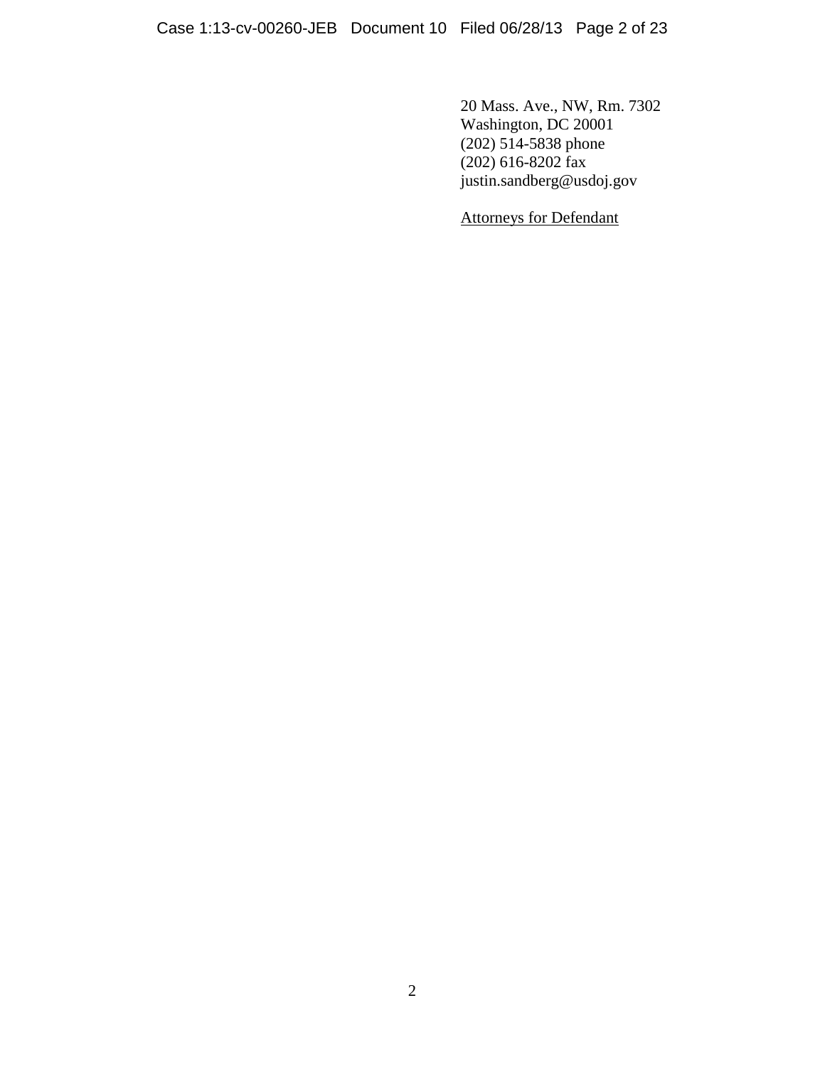20 Mass. Ave., NW, Rm. 7302
Washington, DC 20001
(202) 514-5838 phone
(202) 616-8202 fax
justin.sandberg@usdoj.gov

Attorneys for Defendant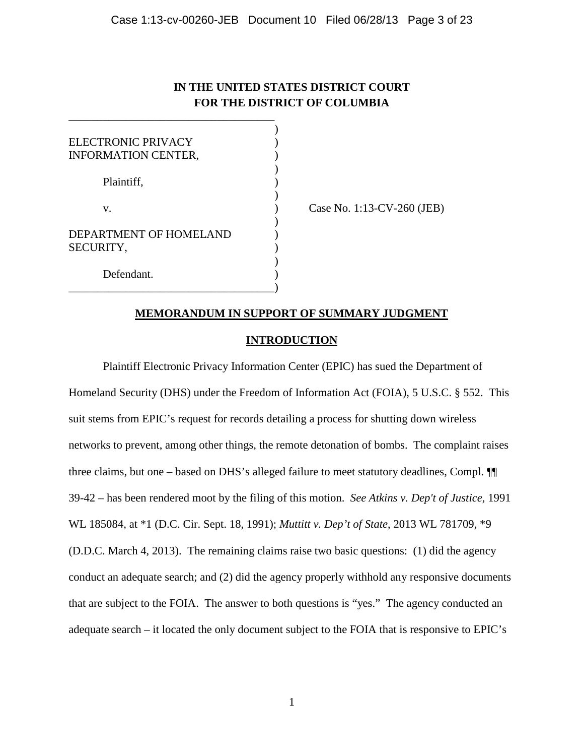**IN THE UNITED STATES DISTRICT COURT**
**FOR THE DISTRICT OF COLUMBIA**

| | | |
|---|---|---|
| ELECTRONIC PRIVACY INFORMATION CENTER, | ) | |
| Plaintiff, | ) | |
| v. | ) | Case No. 1:13-CV-260 (JEB) |
| DEPARTMENT OF HOMELAND SECURITY, | ) | |
| Defendant. | ) | |

## MEMORANDUM IN SUPPORT OF SUMMARY JUDGMENT

### INTRODUCTION

Plaintiff Electronic Privacy Information Center (EPIC) has sued the Department of Homeland Security (DHS) under the Freedom of Information Act (FOIA), 5 U.S.C. § 552. This suit stems from EPIC's request for records detailing a process for shutting down wireless networks to prevent, among other things, the remote detonation of bombs. The complaint raises three claims, but one – based on DHS's alleged failure to meet statutory deadlines, Compl. ¶¶ 39-42 – has been rendered moot by the filing of this motion. *See Atkins v. Dep't of Justice*, 1991 WL 185084, at *1 (D.C. Cir. Sept. 18, 1991); *Muttitt v. Dep't of State*, 2013 WL 781709, *9 (D.D.C. March 4, 2013). The remaining claims raise two basic questions: (1) did the agency conduct an adequate search; and (2) did the agency properly withhold any responsive documents that are subject to the FOIA. The answer to both questions is "yes." The agency conducted an adequate search – it located the only document subject to the FOIA that is responsive to EPIC's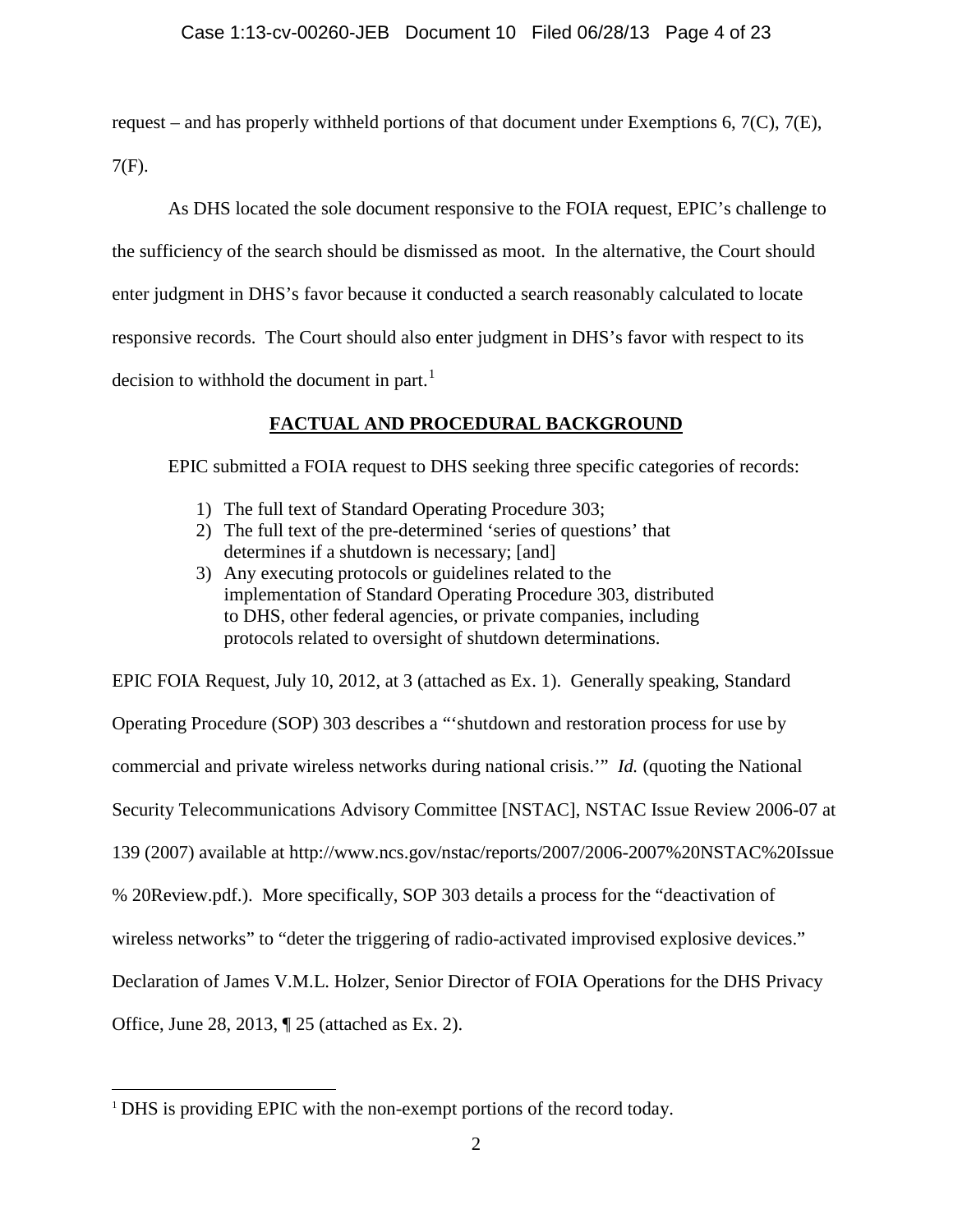request – and has properly withheld portions of that document under Exemptions 6, 7(C), 7(E), 7(F).

As DHS located the sole document responsive to the FOIA request, EPIC's challenge to the sufficiency of the search should be dismissed as moot. In the alternative, the Court should enter judgment in DHS's favor because it conducted a search reasonably calculated to locate responsive records. The Court should also enter judgment in DHS's favor with respect to its decision to withhold the document in part.[1]

## FACTUAL AND PROCEDURAL BACKGROUND

EPIC submitted a FOIA request to DHS seeking three specific categories of records:

> 1) The full text of Standard Operating Procedure 303;
> 2) The full text of the pre-determined 'series of questions' that determines if a shutdown is necessary; [and]
> 3) Any executing protocols or guidelines related to the implementation of Standard Operating Procedure 303, distributed to DHS, other federal agencies, or private companies, including protocols related to oversight of shutdown determinations.

EPIC FOIA Request, July 10, 2012, at 3 (attached as Ex. 1). Generally speaking, Standard Operating Procedure (SOP) 303 describes a "'shutdown and restoration process for use by commercial and private wireless networks during national crisis.'" *Id.* (quoting the National Security Telecommunications Advisory Committee [NSTAC], NSTAC Issue Review 2006-07 at 139 (2007) available at http://www.ncs.gov/nstac/reports/2007/2006-2007%20NSTAC%20Issue % 20Review.pdf.). More specifically, SOP 303 details a process for the "deactivation of wireless networks" to "deter the triggering of radio-activated improvised explosive devices." Declaration of James V.M.L. Holzer, Senior Director of FOIA Operations for the DHS Privacy Office, June 28, 2013, ¶ 25 (attached as Ex. 2).

[1] DHS is providing EPIC with the non-exempt portions of the record today.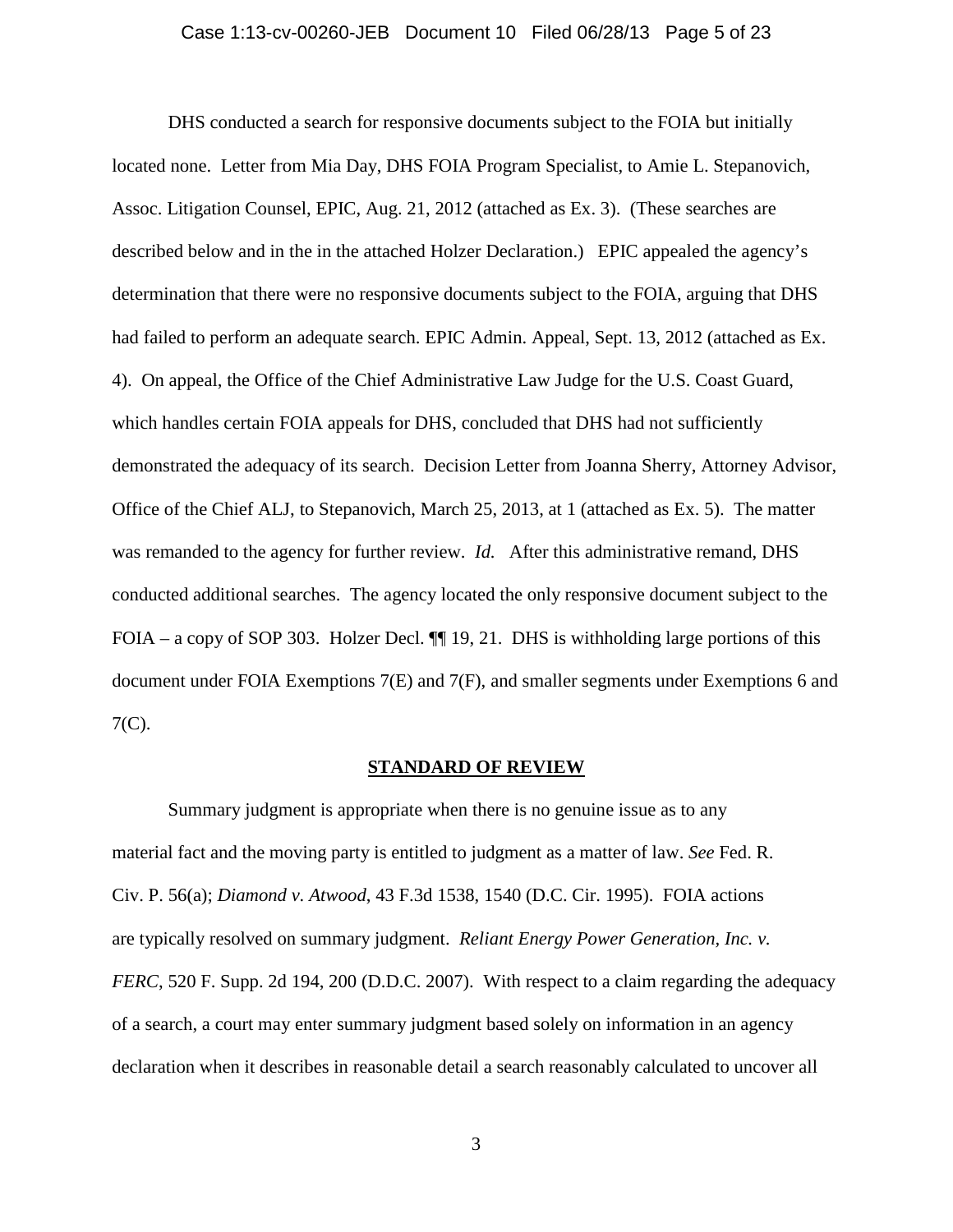DHS conducted a search for responsive documents subject to the FOIA but initially located none. Letter from Mia Day, DHS FOIA Program Specialist, to Amie L. Stepanovich, Assoc. Litigation Counsel, EPIC, Aug. 21, 2012 (attached as Ex. 3). (These searches are described below and in the in the attached Holzer Declaration.) EPIC appealed the agency's determination that there were no responsive documents subject to the FOIA, arguing that DHS had failed to perform an adequate search. EPIC Admin. Appeal, Sept. 13, 2012 (attached as Ex. 4). On appeal, the Office of the Chief Administrative Law Judge for the U.S. Coast Guard, which handles certain FOIA appeals for DHS, concluded that DHS had not sufficiently demonstrated the adequacy of its search. Decision Letter from Joanna Sherry, Attorney Advisor, Office of the Chief ALJ, to Stepanovich, March 25, 2013, at 1 (attached as Ex. 5). The matter was remanded to the agency for further review. *Id.* After this administrative remand, DHS conducted additional searches. The agency located the only responsive document subject to the FOIA – a copy of SOP 303. Holzer Decl. ¶¶ 19, 21. DHS is withholding large portions of this document under FOIA Exemptions 7(E) and 7(F), and smaller segments under Exemptions 6 and 7(C).

## STANDARD OF REVIEW

Summary judgment is appropriate when there is no genuine issue as to any material fact and the moving party is entitled to judgment as a matter of law. *See* Fed. R. Civ. P. 56(a); *Diamond v. Atwood*, 43 F.3d 1538, 1540 (D.C. Cir. 1995). FOIA actions are typically resolved on summary judgment. *Reliant Energy Power Generation, Inc. v. FERC*, 520 F. Supp. 2d 194, 200 (D.D.C. 2007). With respect to a claim regarding the adequacy of a search, a court may enter summary judgment based solely on information in an agency declaration when it describes in reasonable detail a search reasonably calculated to uncover all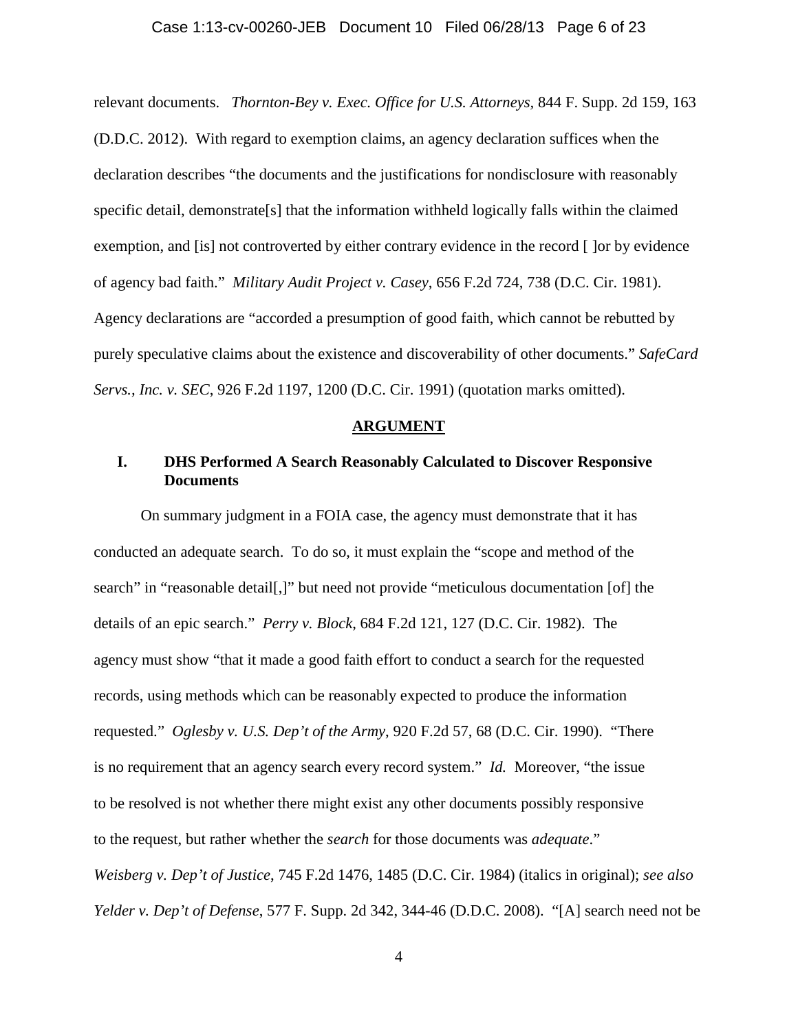relevant documents. *Thornton-Bey v. Exec. Office for U.S. Attorneys*, 844 F. Supp. 2d 159, 163 (D.D.C. 2012). With regard to exemption claims, an agency declaration suffices when the declaration describes "the documents and the justifications for nondisclosure with reasonably specific detail, demonstrate[s] that the information withheld logically falls within the claimed exemption, and [is] not controverted by either contrary evidence in the record [ ]or by evidence of agency bad faith." *Military Audit Project v. Casey*, 656 F.2d 724, 738 (D.C. Cir. 1981). Agency declarations are "accorded a presumption of good faith, which cannot be rebutted by purely speculative claims about the existence and discoverability of other documents." *SafeCard Servs., Inc. v. SEC*, 926 F.2d 1197, 1200 (D.C. Cir. 1991) (quotation marks omitted).

## ARGUMENT

### I. DHS Performed A Search Reasonably Calculated to Discover Responsive Documents

On summary judgment in a FOIA case, the agency must demonstrate that it has conducted an adequate search. To do so, it must explain the "scope and method of the search" in "reasonable detail[,]" but need not provide "meticulous documentation [of] the details of an epic search." *Perry v. Block*, 684 F.2d 121, 127 (D.C. Cir. 1982). The agency must show "that it made a good faith effort to conduct a search for the requested records, using methods which can be reasonably expected to produce the information requested." *Oglesby v. U.S. Dep't of the Army*, 920 F.2d 57, 68 (D.C. Cir. 1990). "There is no requirement that an agency search every record system." *Id.* Moreover, "the issue to be resolved is not whether there might exist any other documents possibly responsive to the request, but rather whether the *search* for those documents was *adequate*." *Weisberg v. Dep't of Justice*, 745 F.2d 1476, 1485 (D.C. Cir. 1984) (italics in original); *see also Yelder v. Dep't of Defense*, 577 F. Supp. 2d 342, 344-46 (D.D.C. 2008). "[A] search need not be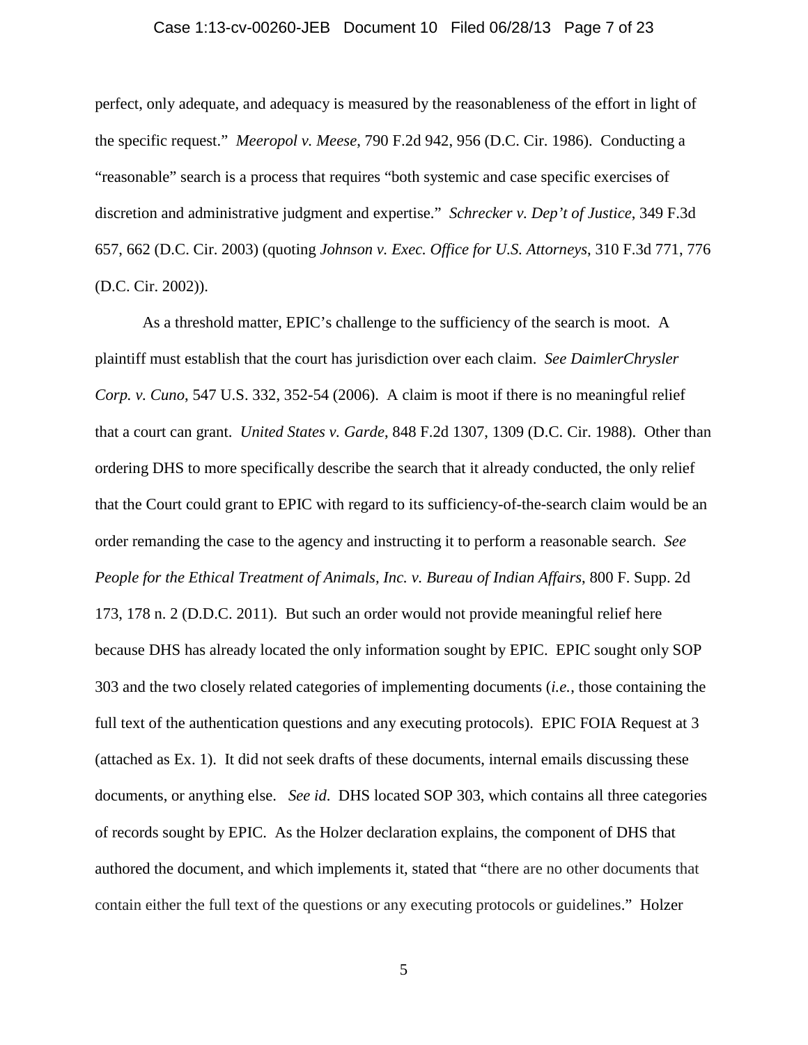perfect, only adequate, and adequacy is measured by the reasonableness of the effort in light of the specific request." *Meeropol v. Meese*, 790 F.2d 942, 956 (D.C. Cir. 1986). Conducting a "reasonable" search is a process that requires "both systemic and case specific exercises of discretion and administrative judgment and expertise." *Schrecker v. Dep't of Justice*, 349 F.3d 657, 662 (D.C. Cir. 2003) (quoting *Johnson v. Exec. Office for U.S. Attorneys*, 310 F.3d 771, 776 (D.C. Cir. 2002)).

As a threshold matter, EPIC's challenge to the sufficiency of the search is moot. A plaintiff must establish that the court has jurisdiction over each claim. *See DaimlerChrysler Corp. v. Cuno*, 547 U.S. 332, 352-54 (2006). A claim is moot if there is no meaningful relief that a court can grant. *United States v. Garde*, 848 F.2d 1307, 1309 (D.C. Cir. 1988). Other than ordering DHS to more specifically describe the search that it already conducted, the only relief that the Court could grant to EPIC with regard to its sufficiency-of-the-search claim would be an order remanding the case to the agency and instructing it to perform a reasonable search. *See People for the Ethical Treatment of Animals, Inc. v. Bureau of Indian Affairs*, 800 F. Supp. 2d 173, 178 n. 2 (D.D.C. 2011). But such an order would not provide meaningful relief here because DHS has already located the only information sought by EPIC. EPIC sought only SOP 303 and the two closely related categories of implementing documents (*i.e.*, those containing the full text of the authentication questions and any executing protocols). EPIC FOIA Request at 3 (attached as Ex. 1). It did not seek drafts of these documents, internal emails discussing these documents, or anything else. *See id*. DHS located SOP 303, which contains all three categories of records sought by EPIC. As the Holzer declaration explains, the component of DHS that authored the document, and which implements it, stated that "there are no other documents that contain either the full text of the questions or any executing protocols or guidelines." Holzer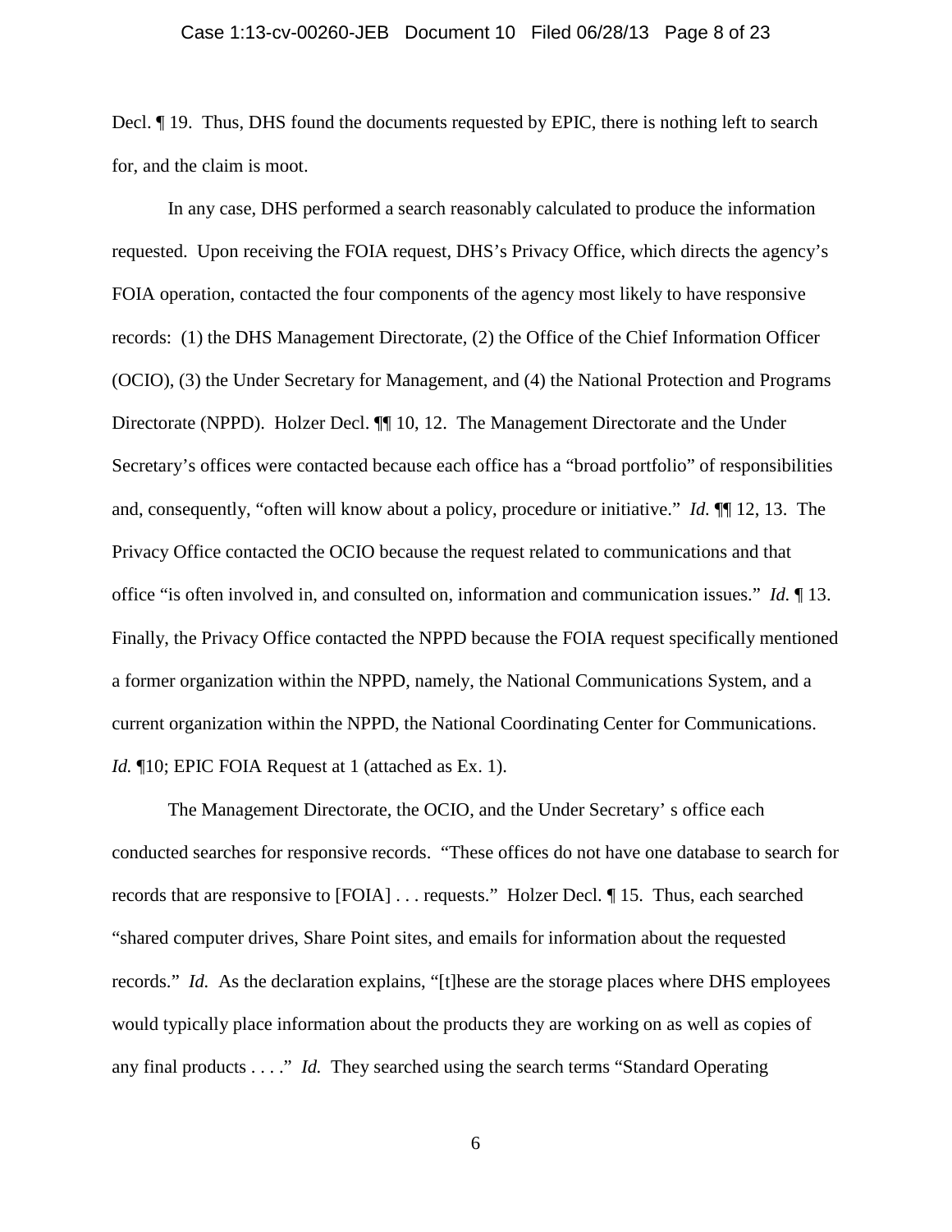Decl. ¶ 19. Thus, DHS found the documents requested by EPIC, there is nothing left to search for, and the claim is moot.

In any case, DHS performed a search reasonably calculated to produce the information requested. Upon receiving the FOIA request, DHS's Privacy Office, which directs the agency's FOIA operation, contacted the four components of the agency most likely to have responsive records: (1) the DHS Management Directorate, (2) the Office of the Chief Information Officer (OCIO), (3) the Under Secretary for Management, and (4) the National Protection and Programs Directorate (NPPD). Holzer Decl. ¶¶ 10, 12. The Management Directorate and the Under Secretary's offices were contacted because each office has a "broad portfolio" of responsibilities and, consequently, "often will know about a policy, procedure or initiative." *Id.* ¶¶ 12, 13. The Privacy Office contacted the OCIO because the request related to communications and that office "is often involved in, and consulted on, information and communication issues." *Id.* ¶ 13. Finally, the Privacy Office contacted the NPPD because the FOIA request specifically mentioned a former organization within the NPPD, namely, the National Communications System, and a current organization within the NPPD, the National Coordinating Center for Communications. *Id.* ¶10; EPIC FOIA Request at 1 (attached as Ex. 1).

The Management Directorate, the OCIO, and the Under Secretary' s office each conducted searches for responsive records. "These offices do not have one database to search for records that are responsive to [FOIA] . . . requests." Holzer Decl. ¶ 15. Thus, each searched "shared computer drives, Share Point sites, and emails for information about the requested records." *Id.* As the declaration explains, "[t]hese are the storage places where DHS employees would typically place information about the products they are working on as well as copies of any final products . . . ." *Id.* They searched using the search terms "Standard Operating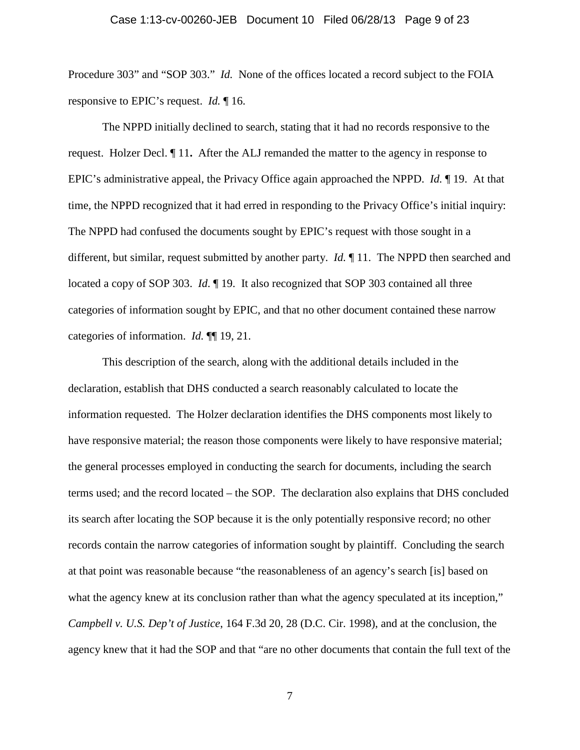Procedure 303" and "SOP 303." *Id.* None of the offices located a record subject to the FOIA responsive to EPIC's request. *Id.* ¶ 16.

The NPPD initially declined to search, stating that it had no records responsive to the request. Holzer Decl. ¶ 11**.** After the ALJ remanded the matter to the agency in response to EPIC's administrative appeal, the Privacy Office again approached the NPPD. *Id.* ¶ 19. At that time, the NPPD recognized that it had erred in responding to the Privacy Office's initial inquiry: The NPPD had confused the documents sought by EPIC's request with those sought in a different, but similar, request submitted by another party. *Id.* ¶ 11. The NPPD then searched and located a copy of SOP 303. *Id*. ¶ 19. It also recognized that SOP 303 contained all three categories of information sought by EPIC, and that no other document contained these narrow categories of information. *Id.* ¶¶ 19, 21.

This description of the search, along with the additional details included in the declaration, establish that DHS conducted a search reasonably calculated to locate the information requested. The Holzer declaration identifies the DHS components most likely to have responsive material; the reason those components were likely to have responsive material; the general processes employed in conducting the search for documents, including the search terms used; and the record located – the SOP. The declaration also explains that DHS concluded its search after locating the SOP because it is the only potentially responsive record; no other records contain the narrow categories of information sought by plaintiff. Concluding the search at that point was reasonable because "the reasonableness of an agency's search [is] based on what the agency knew at its conclusion rather than what the agency speculated at its inception," *Campbell v. U.S. Dep't of Justice*, 164 F.3d 20, 28 (D.C. Cir. 1998), and at the conclusion, the agency knew that it had the SOP and that "are no other documents that contain the full text of the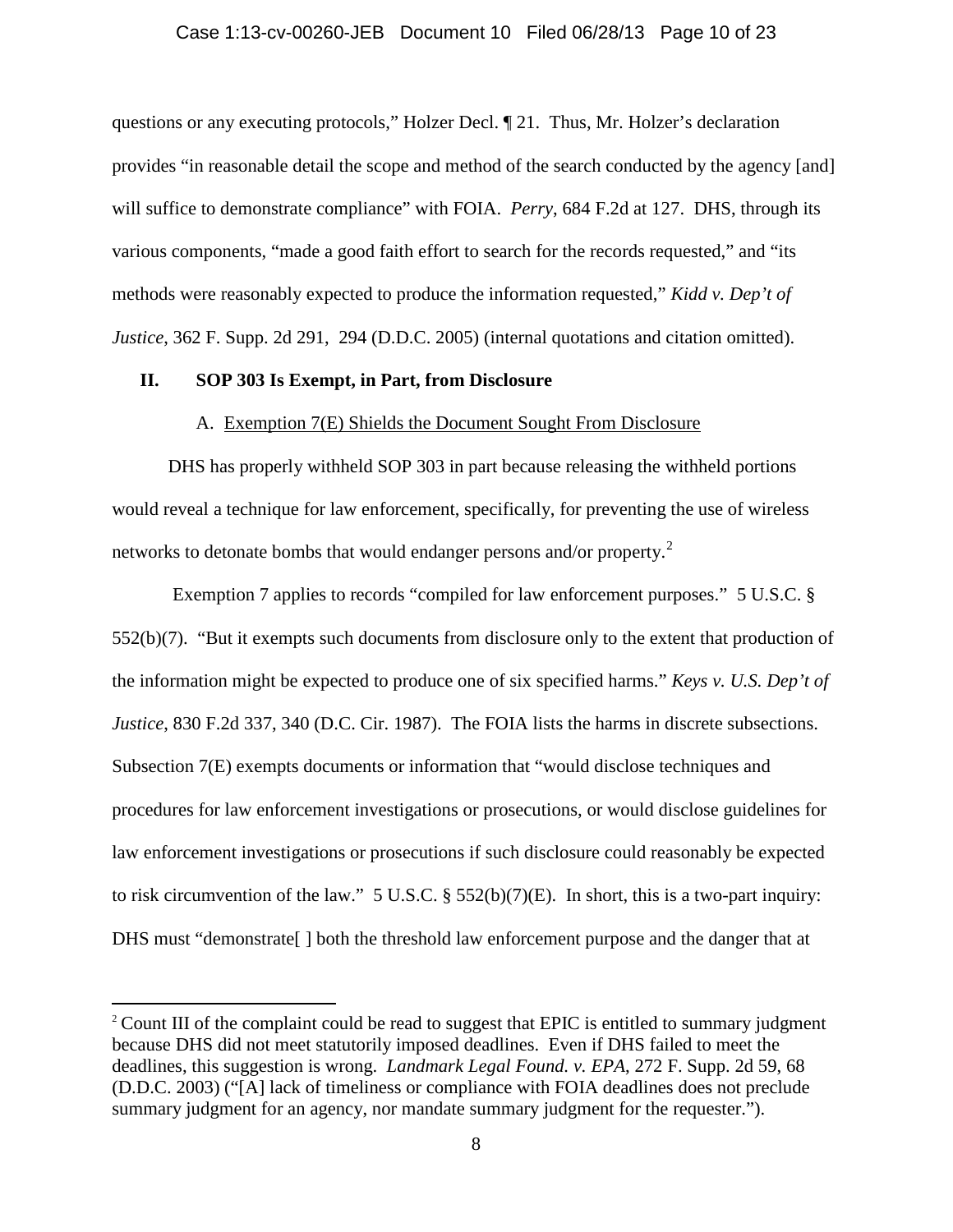questions or any executing protocols," Holzer Decl. ¶ 21. Thus, Mr. Holzer's declaration provides "in reasonable detail the scope and method of the search conducted by the agency [and] will suffice to demonstrate compliance" with FOIA. *Perry*, 684 F.2d at 127. DHS, through its various components, "made a good faith effort to search for the records requested," and "its methods were reasonably expected to produce the information requested," *Kidd v. Dep't of Justice*, 362 F. Supp. 2d 291, 294 (D.D.C. 2005) (internal quotations and citation omitted).

## II. SOP 303 Is Exempt, in Part, from Disclosure

### A. Exemption 7(E) Shields the Document Sought From Disclosure

DHS has properly withheld SOP 303 in part because releasing the withheld portions would reveal a technique for law enforcement, specifically, for preventing the use of wireless networks to detonate bombs that would endanger persons and/or property.[2]

Exemption 7 applies to records "compiled for law enforcement purposes." 5 U.S.C. § 552(b)(7). "But it exempts such documents from disclosure only to the extent that production of the information might be expected to produce one of six specified harms." *Keys v. U.S. Dep't of Justice*, 830 F.2d 337, 340 (D.C. Cir. 1987). The FOIA lists the harms in discrete subsections. Subsection 7(E) exempts documents or information that "would disclose techniques and procedures for law enforcement investigations or prosecutions, or would disclose guidelines for law enforcement investigations or prosecutions if such disclosure could reasonably be expected to risk circumvention of the law." 5 U.S.C. § 552(b)(7)(E). In short, this is a two-part inquiry: DHS must "demonstrate[ ] both the threshold law enforcement purpose and the danger that at

[2] Count III of the complaint could be read to suggest that EPIC is entitled to summary judgment because DHS did not meet statutorily imposed deadlines. Even if DHS failed to meet the deadlines, this suggestion is wrong. *Landmark Legal Found. v. EPA*, 272 F. Supp. 2d 59, 68 (D.D.C. 2003) ("[A] lack of timeliness or compliance with FOIA deadlines does not preclude summary judgment for an agency, nor mandate summary judgment for the requester.").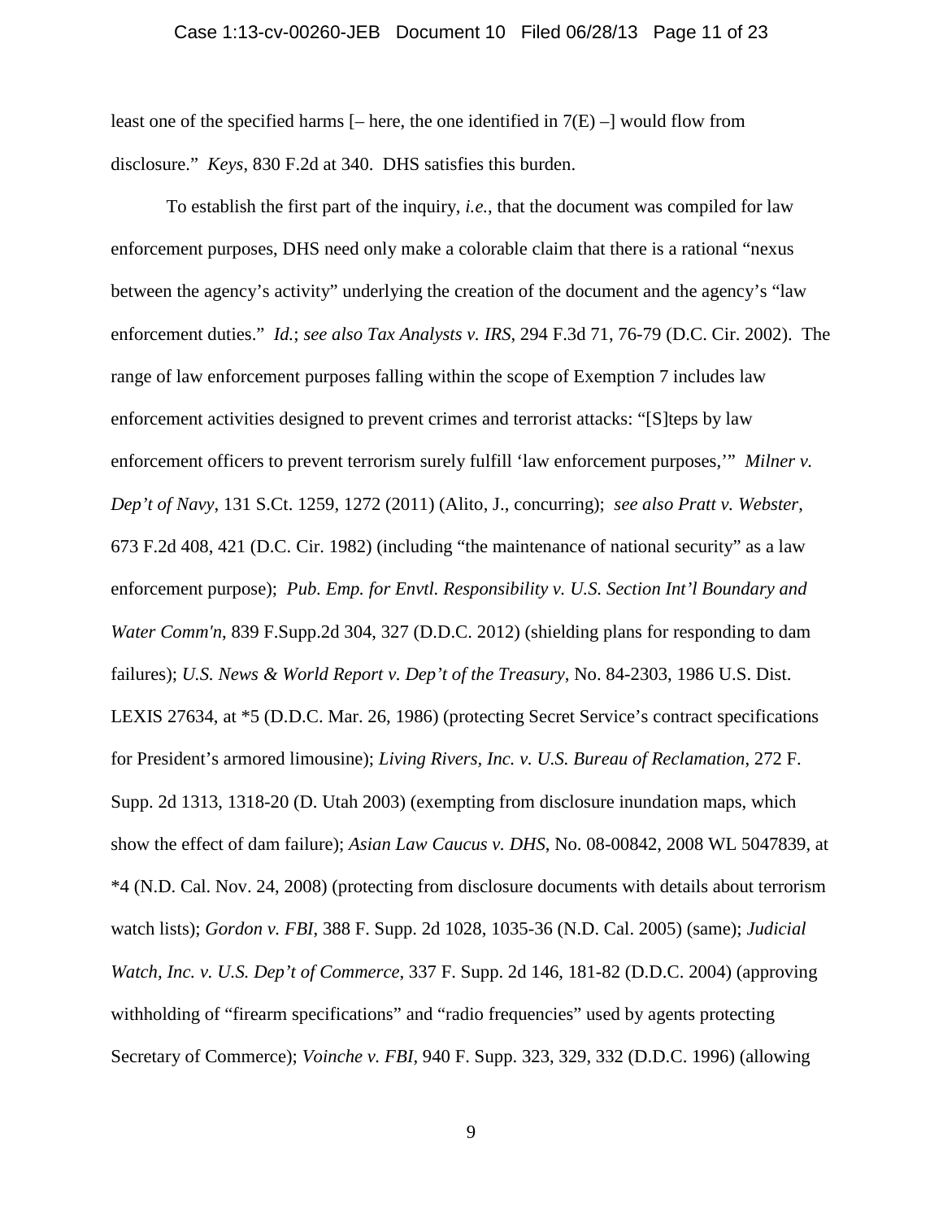least one of the specified harms [– here, the one identified in 7(E) –] would flow from disclosure." *Keys*, 830 F.2d at 340. DHS satisfies this burden.

To establish the first part of the inquiry, *i.e.*, that the document was compiled for law enforcement purposes, DHS need only make a colorable claim that there is a rational "nexus between the agency's activity" underlying the creation of the document and the agency's "law enforcement duties." *Id.*; *see also Tax Analysts v. IRS*, 294 F.3d 71, 76-79 (D.C. Cir. 2002). The range of law enforcement purposes falling within the scope of Exemption 7 includes law enforcement activities designed to prevent crimes and terrorist attacks: "[S]teps by law enforcement officers to prevent terrorism surely fulfill 'law enforcement purposes,'" *Milner v. Dep't of Navy*, 131 S.Ct. 1259, 1272 (2011) (Alito, J., concurring); *see also Pratt v. Webster*, 673 F.2d 408, 421 (D.C. Cir. 1982) (including "the maintenance of national security" as a law enforcement purpose); *Pub. Emp. for Envtl. Responsibility v. U.S. Section Int'l Boundary and Water Comm'n*, 839 F.Supp.2d 304, 327 (D.D.C. 2012) (shielding plans for responding to dam failures); *U.S. News & World Report v. Dep't of the Treasury*, No. 84-2303, 1986 U.S. Dist. LEXIS 27634, at *5 (D.D.C. Mar. 26, 1986) (protecting Secret Service's contract specifications for President's armored limousine); *Living Rivers, Inc. v. U.S. Bureau of Reclamation*, 272 F. Supp. 2d 1313, 1318-20 (D. Utah 2003) (exempting from disclosure inundation maps, which show the effect of dam failure); *Asian Law Caucus v. DHS*, No. 08-00842, 2008 WL 5047839, at *4 (N.D. Cal. Nov. 24, 2008) (protecting from disclosure documents with details about terrorism watch lists); *Gordon v. FBI*, 388 F. Supp. 2d 1028, 1035-36 (N.D. Cal. 2005) (same); *Judicial Watch, Inc. v. U.S. Dep't of Commerce*, 337 F. Supp. 2d 146, 181-82 (D.D.C. 2004) (approving withholding of "firearm specifications" and "radio frequencies" used by agents protecting Secretary of Commerce); *Voinche v. FBI*, 940 F. Supp. 323, 329, 332 (D.D.C. 1996) (allowing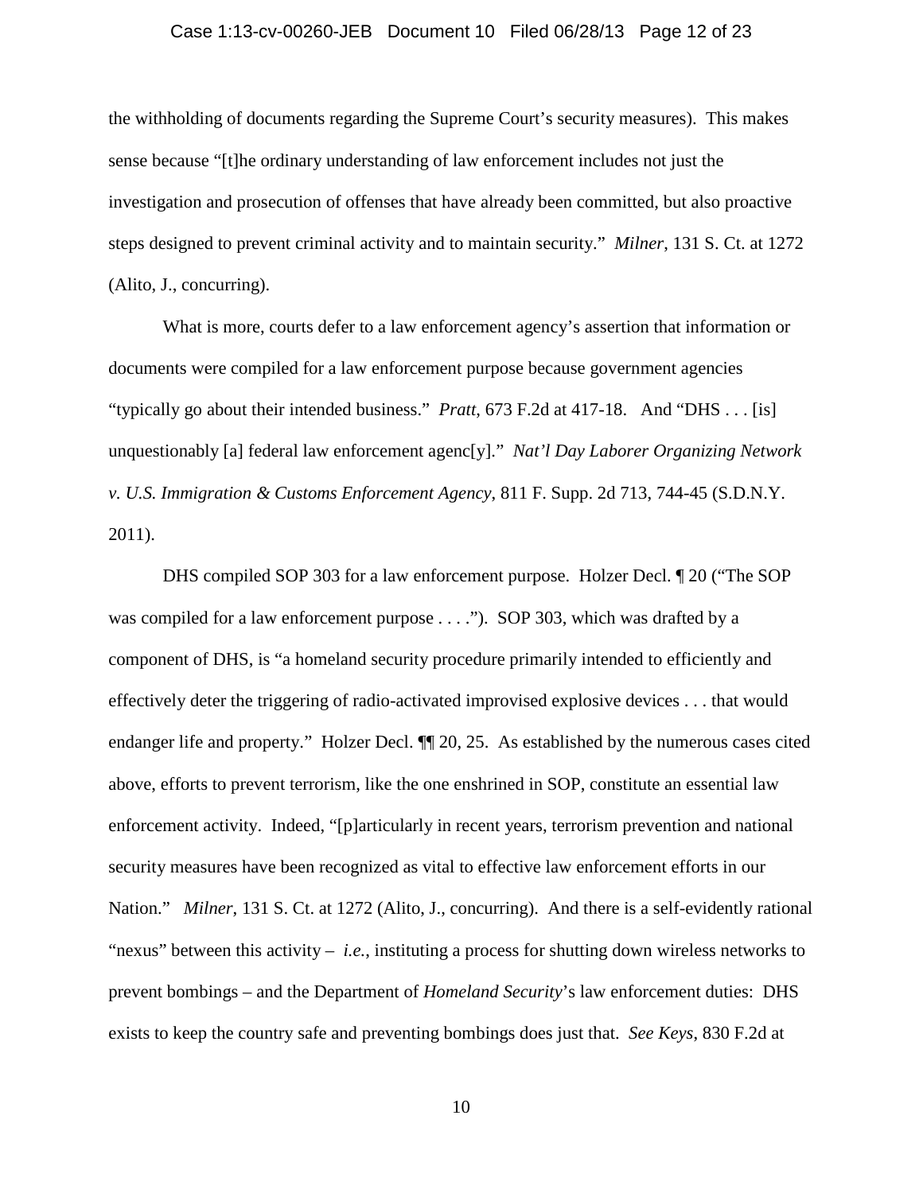the withholding of documents regarding the Supreme Court's security measures). This makes sense because "[t]he ordinary understanding of law enforcement includes not just the investigation and prosecution of offenses that have already been committed, but also proactive steps designed to prevent criminal activity and to maintain security." *Milner*, 131 S. Ct. at 1272 (Alito, J., concurring).

What is more, courts defer to a law enforcement agency's assertion that information or documents were compiled for a law enforcement purpose because government agencies "typically go about their intended business." *Pratt*, 673 F.2d at 417-18. And "DHS . . . [is] unquestionably [a] federal law enforcement agenc[y]." *Nat'l Day Laborer Organizing Network v. U.S. Immigration & Customs Enforcement Agency*, 811 F. Supp. 2d 713, 744-45 (S.D.N.Y. 2011).

DHS compiled SOP 303 for a law enforcement purpose. Holzer Decl. ¶ 20 ("The SOP was compiled for a law enforcement purpose . . . ."). SOP 303, which was drafted by a component of DHS, is "a homeland security procedure primarily intended to efficiently and effectively deter the triggering of radio-activated improvised explosive devices . . . that would endanger life and property." Holzer Decl. ¶¶ 20, 25. As established by the numerous cases cited above, efforts to prevent terrorism, like the one enshrined in SOP, constitute an essential law enforcement activity. Indeed, "[p]articularly in recent years, terrorism prevention and national security measures have been recognized as vital to effective law enforcement efforts in our Nation." *Milner*, 131 S. Ct. at 1272 (Alito, J., concurring). And there is a self-evidently rational "nexus" between this activity – *i.e.*, instituting a process for shutting down wireless networks to prevent bombings – and the Department of *Homeland Security*'s law enforcement duties: DHS exists to keep the country safe and preventing bombings does just that. *See Keys*, 830 F.2d at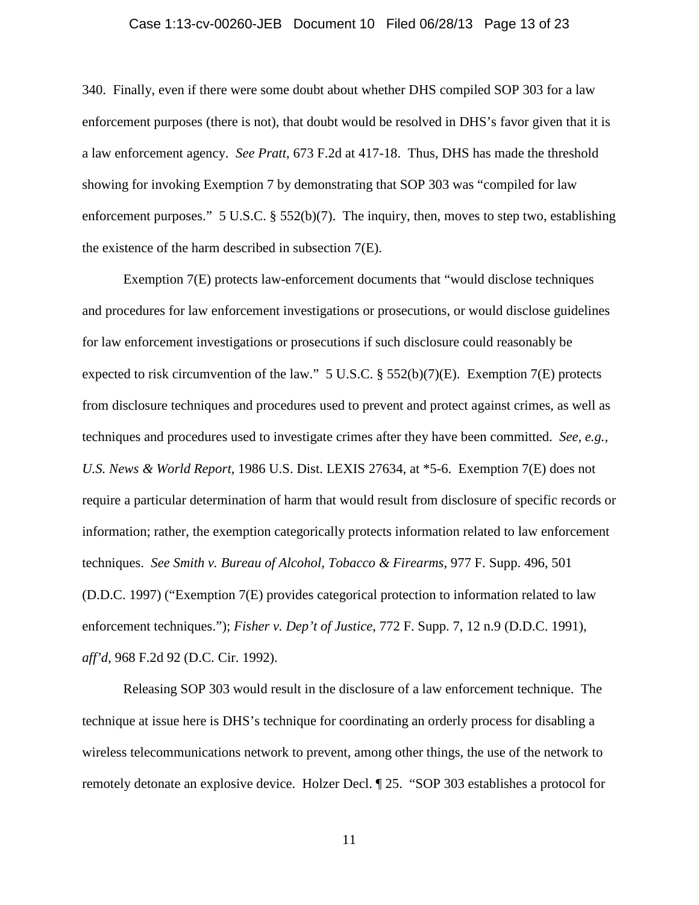340. Finally, even if there were some doubt about whether DHS compiled SOP 303 for a law enforcement purposes (there is not), that doubt would be resolved in DHS's favor given that it is a law enforcement agency. *See Pratt*, 673 F.2d at 417-18. Thus, DHS has made the threshold showing for invoking Exemption 7 by demonstrating that SOP 303 was "compiled for law enforcement purposes." 5 U.S.C. § 552(b)(7). The inquiry, then, moves to step two, establishing the existence of the harm described in subsection 7(E).

Exemption 7(E) protects law-enforcement documents that "would disclose techniques and procedures for law enforcement investigations or prosecutions, or would disclose guidelines for law enforcement investigations or prosecutions if such disclosure could reasonably be expected to risk circumvention of the law." 5 U.S.C. § 552(b)(7)(E). Exemption 7(E) protects from disclosure techniques and procedures used to prevent and protect against crimes, as well as techniques and procedures used to investigate crimes after they have been committed. *See, e.g., U.S. News & World Report*, 1986 U.S. Dist. LEXIS 27634, at *5-6. Exemption 7(E) does not require a particular determination of harm that would result from disclosure of specific records or information; rather, the exemption categorically protects information related to law enforcement techniques. *See Smith v. Bureau of Alcohol, Tobacco & Firearms*, 977 F. Supp. 496, 501 (D.D.C. 1997) ("Exemption 7(E) provides categorical protection to information related to law enforcement techniques."); *Fisher v. Dep't of Justice*, 772 F. Supp. 7, 12 n.9 (D.D.C. 1991), *aff'd*, 968 F.2d 92 (D.C. Cir. 1992).

Releasing SOP 303 would result in the disclosure of a law enforcement technique. The technique at issue here is DHS's technique for coordinating an orderly process for disabling a wireless telecommunications network to prevent, among other things, the use of the network to remotely detonate an explosive device. Holzer Decl. ¶ 25. "SOP 303 establishes a protocol for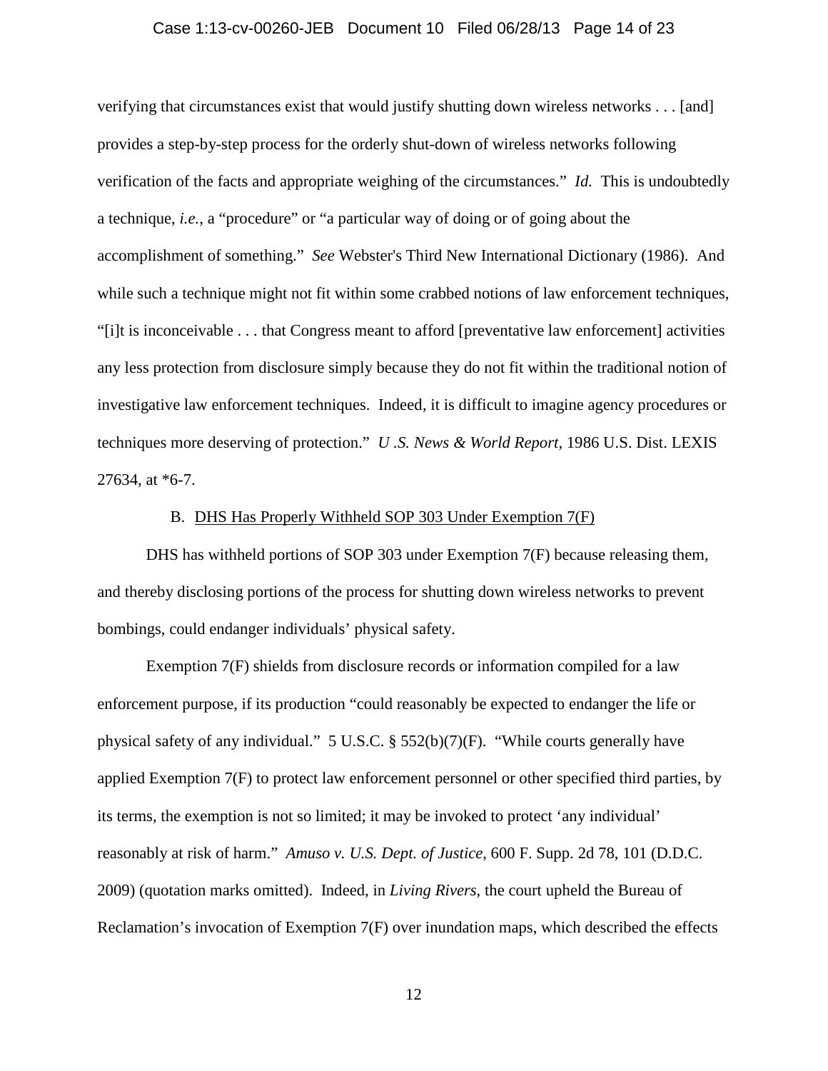verifying that circumstances exist that would justify shutting down wireless networks . . . [and] provides a step-by-step process for the orderly shut-down of wireless networks following verification of the facts and appropriate weighing of the circumstances." *Id.* This is undoubtedly a technique, *i.e.*, a "procedure" or "a particular way of doing or of going about the accomplishment of something." *See* Webster's Third New International Dictionary (1986). And while such a technique might not fit within some crabbed notions of law enforcement techniques, "[i]t is inconceivable . . . that Congress meant to afford [preventative law enforcement] activities any less protection from disclosure simply because they do not fit within the traditional notion of investigative law enforcement techniques. Indeed, it is difficult to imagine agency procedures or techniques more deserving of protection." *U .S. News & World Report*, 1986 U.S. Dist. LEXIS 27634, at *6-7.

B. <u>DHS Has Properly Withheld SOP 303 Under Exemption 7(F)</u>

DHS has withheld portions of SOP 303 under Exemption 7(F) because releasing them, and thereby disclosing portions of the process for shutting down wireless networks to prevent bombings, could endanger individuals' physical safety.

Exemption 7(F) shields from disclosure records or information compiled for a law enforcement purpose, if its production "could reasonably be expected to endanger the life or physical safety of any individual." 5 U.S.C. § 552(b)(7)(F). "While courts generally have applied Exemption 7(F) to protect law enforcement personnel or other specified third parties, by its terms, the exemption is not so limited; it may be invoked to protect 'any individual' reasonably at risk of harm." *Amuso v. U.S. Dept. of Justice*, 600 F. Supp. 2d 78, 101 (D.D.C. 2009) (quotation marks omitted). Indeed, in *Living Rivers*, the court upheld the Bureau of Reclamation's invocation of Exemption 7(F) over inundation maps, which described the effects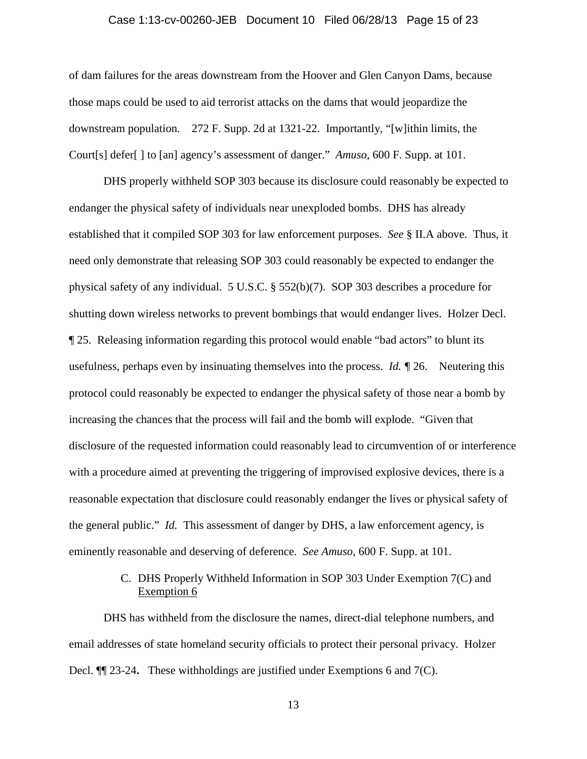of dam failures for the areas downstream from the Hoover and Glen Canyon Dams, because those maps could be used to aid terrorist attacks on the dams that would jeopardize the downstream population. 272 F. Supp. 2d at 1321-22. Importantly, "[w]ithin limits, the Court[s] defer[ ] to [an] agency's assessment of danger." *Amuso*, 600 F. Supp. at 101.

DHS properly withheld SOP 303 because its disclosure could reasonably be expected to endanger the physical safety of individuals near unexploded bombs. DHS has already established that it compiled SOP 303 for law enforcement purposes. *See* § II.A above. Thus, it need only demonstrate that releasing SOP 303 could reasonably be expected to endanger the physical safety of any individual. 5 U.S.C. § 552(b)(7). SOP 303 describes a procedure for shutting down wireless networks to prevent bombings that would endanger lives. Holzer Decl. ¶ 25. Releasing information regarding this protocol would enable "bad actors" to blunt its usefulness, perhaps even by insinuating themselves into the process. *Id.* ¶ 26. Neutering this protocol could reasonably be expected to endanger the physical safety of those near a bomb by increasing the chances that the process will fail and the bomb will explode. "Given that disclosure of the requested information could reasonably lead to circumvention of or interference with a procedure aimed at preventing the triggering of improvised explosive devices, there is a reasonable expectation that disclosure could reasonably endanger the lives or physical safety of the general public." *Id.* This assessment of danger by DHS, a law enforcement agency, is eminently reasonable and deserving of deference. *See Amuso*, 600 F. Supp. at 101.

### C. DHS Properly Withheld Information in SOP 303 Under Exemption 7(C) and Exemption 6

DHS has withheld from the disclosure the names, direct-dial telephone numbers, and email addresses of state homeland security officials to protect their personal privacy. Holzer Decl. ¶¶ 23-24**.** These withholdings are justified under Exemptions 6 and 7(C).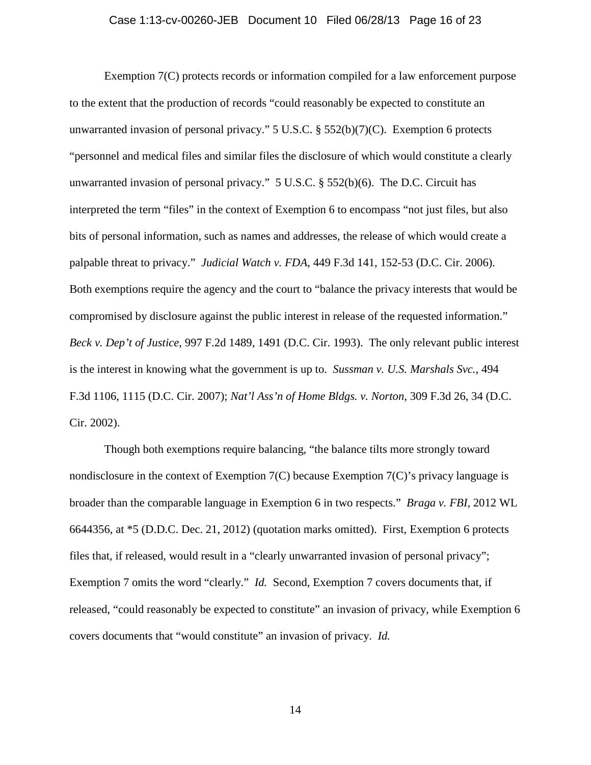Exemption 7(C) protects records or information compiled for a law enforcement purpose to the extent that the production of records "could reasonably be expected to constitute an unwarranted invasion of personal privacy." 5 U.S.C. § 552(b)(7)(C). Exemption 6 protects "personnel and medical files and similar files the disclosure of which would constitute a clearly unwarranted invasion of personal privacy." 5 U.S.C. § 552(b)(6). The D.C. Circuit has interpreted the term "files" in the context of Exemption 6 to encompass "not just files, but also bits of personal information, such as names and addresses, the release of which would create a palpable threat to privacy." *Judicial Watch v. FDA*, 449 F.3d 141, 152-53 (D.C. Cir. 2006). Both exemptions require the agency and the court to "balance the privacy interests that would be compromised by disclosure against the public interest in release of the requested information." *Beck v. Dep't of Justice*, 997 F.2d 1489, 1491 (D.C. Cir. 1993). The only relevant public interest is the interest in knowing what the government is up to. *Sussman v. U.S. Marshals Svc.*, 494 F.3d 1106, 1115 (D.C. Cir. 2007); *Nat'l Ass'n of Home Bldgs. v. Norton*, 309 F.3d 26, 34 (D.C. Cir. 2002).

Though both exemptions require balancing, "the balance tilts more strongly toward nondisclosure in the context of Exemption 7(C) because Exemption 7(C)'s privacy language is broader than the comparable language in Exemption 6 in two respects." *Braga v. FBI*, 2012 WL 6644356, at *5 (D.D.C. Dec. 21, 2012) (quotation marks omitted). First, Exemption 6 protects files that, if released, would result in a "clearly unwarranted invasion of personal privacy"; Exemption 7 omits the word "clearly." *Id.* Second, Exemption 7 covers documents that, if released, "could reasonably be expected to constitute" an invasion of privacy, while Exemption 6 covers documents that "would constitute" an invasion of privacy. *Id.*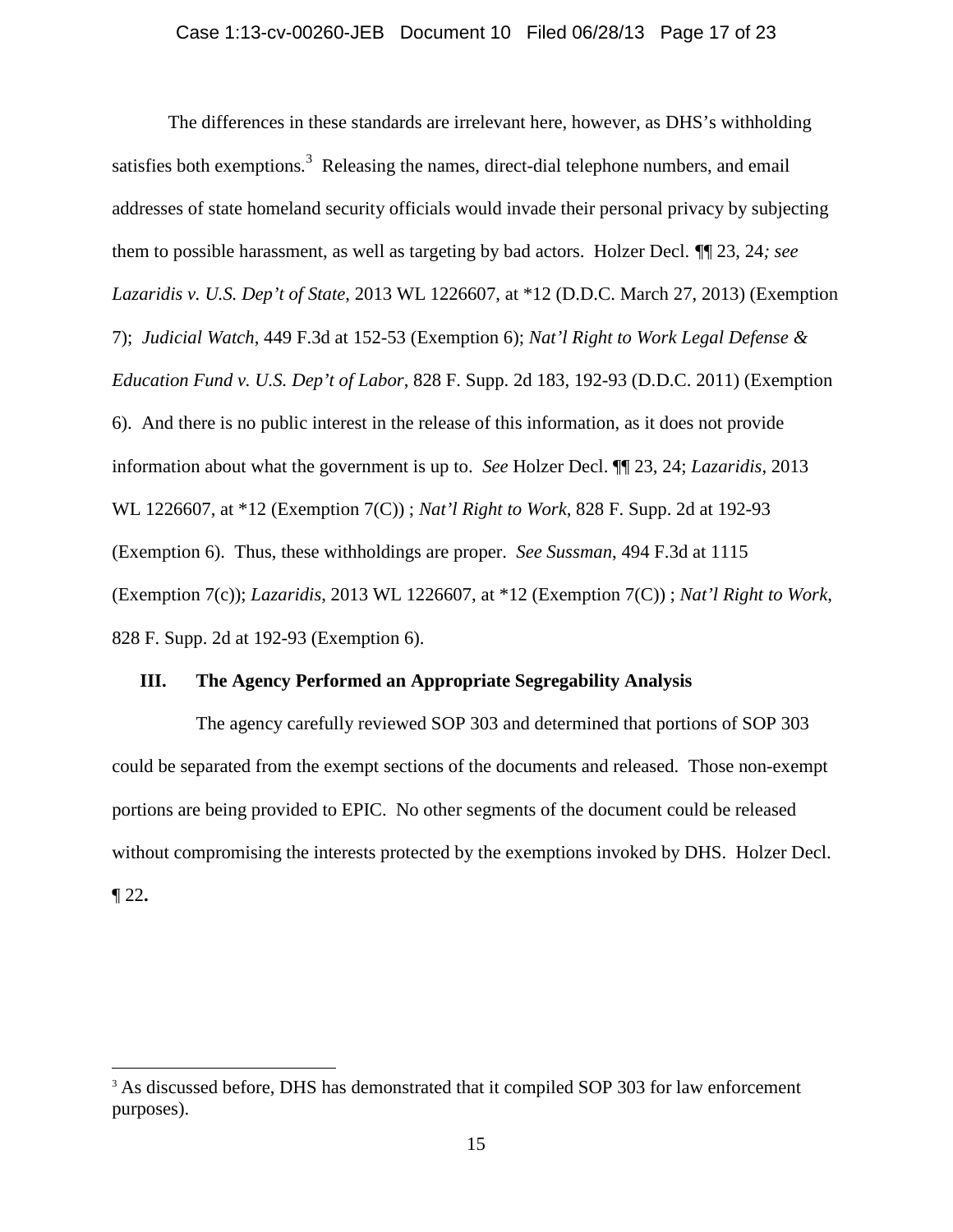The differences in these standards are irrelevant here, however, as DHS's withholding satisfies both exemptions.[3] Releasing the names, direct-dial telephone numbers, and email addresses of state homeland security officials would invade their personal privacy by subjecting them to possible harassment, as well as targeting by bad actors. Holzer Decl. ¶¶ 23, 24*; see Lazaridis v. U.S. Dep't of State*, 2013 WL 1226607, at *12 (D.D.C. March 27, 2013) (Exemption 7); *Judicial Watch*, 449 F.3d at 152-53 (Exemption 6); *Nat'l Right to Work Legal Defense & Education Fund v. U.S. Dep't of Labor*, 828 F. Supp. 2d 183, 192-93 (D.D.C. 2011) (Exemption 6). And there is no public interest in the release of this information, as it does not provide information about what the government is up to. *See* Holzer Decl. ¶¶ 23, 24; *Lazaridis*, 2013 WL 1226607, at *12 (Exemption 7(C)) ; *Nat'l Right to Work*, 828 F. Supp. 2d at 192-93 (Exemption 6). Thus, these withholdings are proper. *See Sussman*, 494 F.3d at 1115 (Exemption 7(c)); *Lazaridis*, 2013 WL 1226607, at *12 (Exemption 7(C)) ; *Nat'l Right to Work*, 828 F. Supp. 2d at 192-93 (Exemption 6).

## III. The Agency Performed an Appropriate Segregability Analysis

The agency carefully reviewed SOP 303 and determined that portions of SOP 303 could be separated from the exempt sections of the documents and released. Those non-exempt portions are being provided to EPIC. No other segments of the document could be released without compromising the interests protected by the exemptions invoked by DHS. Holzer Decl. ¶ 22**.**

---

[3] As discussed before, DHS has demonstrated that it compiled SOP 303 for law enforcement purposes).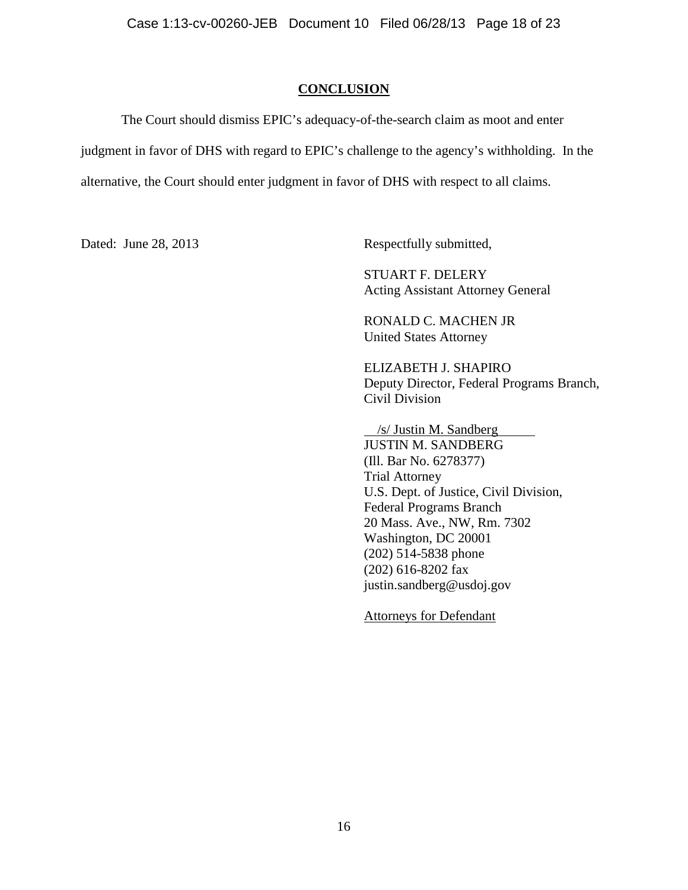## CONCLUSION

The Court should dismiss EPIC's adequacy-of-the-search claim as moot and enter judgment in favor of DHS with regard to EPIC's challenge to the agency's withholding. In the alternative, the Court should enter judgment in favor of DHS with respect to all claims.

Dated: June 28, 2013

Respectfully submitted,

STUART F. DELERY
Acting Assistant Attorney General

RONALD C. MACHEN JR
United States Attorney

ELIZABETH J. SHAPIRO
Deputy Director, Federal Programs Branch, Civil Division

/s/ Justin M. Sandberg
JUSTIN M. SANDBERG
(Ill. Bar No. 6278377)
Trial Attorney
U.S. Dept. of Justice, Civil Division,
Federal Programs Branch
20 Mass. Ave., NW, Rm. 7302
Washington, DC 20001
(202) 514-5838 phone
(202) 616-8202 fax
justin.sandberg@usdoj.gov

Attorneys for Defendant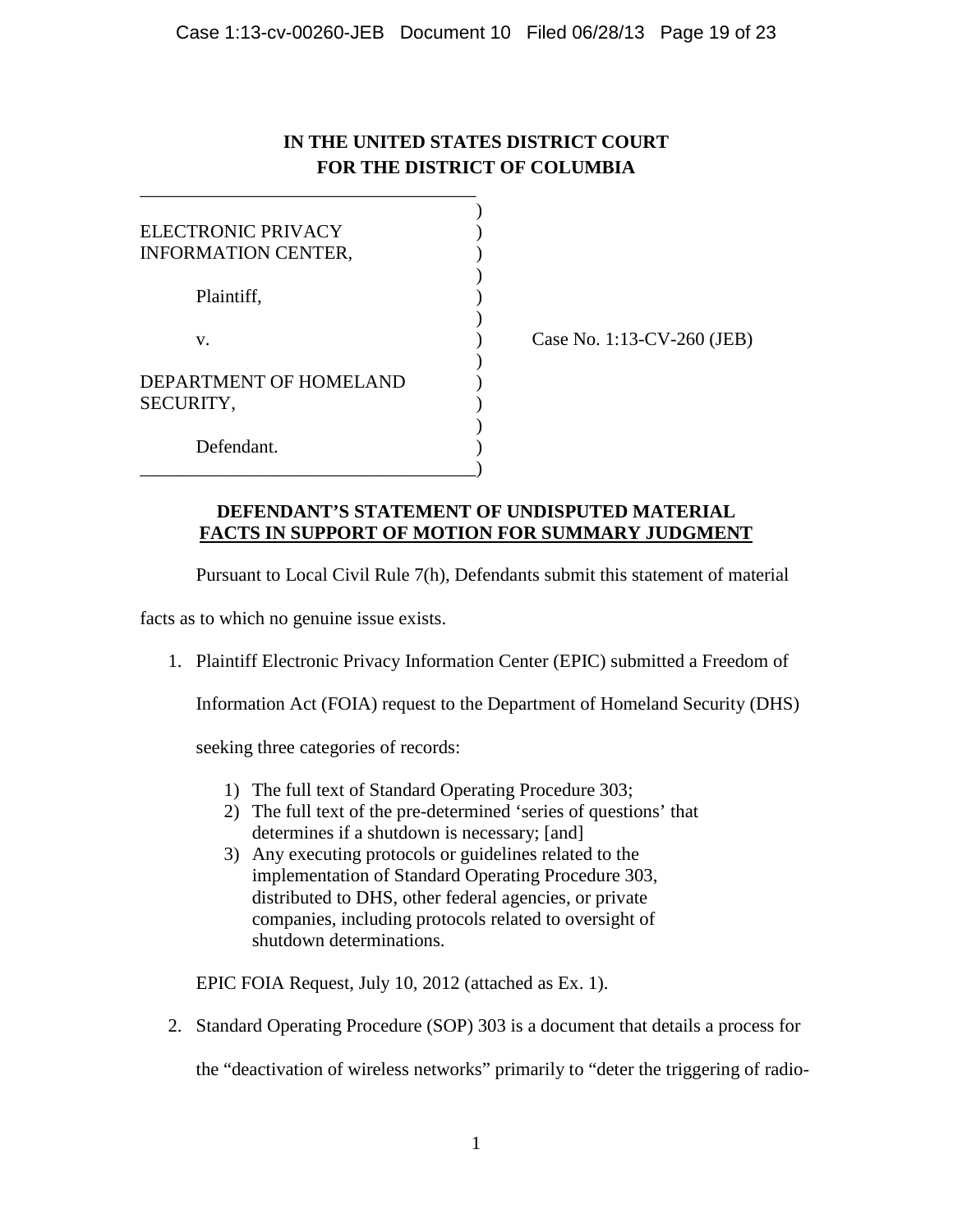**IN THE UNITED STATES DISTRICT COURT**
**FOR THE DISTRICT OF COLUMBIA**

| | | |
|---|---|---|
| ELECTRONIC PRIVACY INFORMATION CENTER, | ) | |
| Plaintiff, | ) | |
| v. | ) | Case No. 1:13-CV-260 (JEB) |
| DEPARTMENT OF HOMELAND SECURITY, | ) | |
| Defendant. | ) | |

**DEFENDANT'S STATEMENT OF UNDISPUTED MATERIAL FACTS IN SUPPORT OF MOTION FOR SUMMARY JUDGMENT**

Pursuant to Local Civil Rule 7(h), Defendants submit this statement of material facts as to which no genuine issue exists.

1. Plaintiff Electronic Privacy Information Center (EPIC) submitted a Freedom of Information Act (FOIA) request to the Department of Homeland Security (DHS) seeking three categories of records:

   1) The full text of Standard Operating Procedure 303;
   2) The full text of the pre-determined 'series of questions' that determines if a shutdown is necessary; [and]
   3) Any executing protocols or guidelines related to the implementation of Standard Operating Procedure 303, distributed to DHS, other federal agencies, or private companies, including protocols related to oversight of shutdown determinations.

   EPIC FOIA Request, July 10, 2012 (attached as Ex. 1).

2. Standard Operating Procedure (SOP) 303 is a document that details a process for the "deactivation of wireless networks" primarily to "deter the triggering of radio-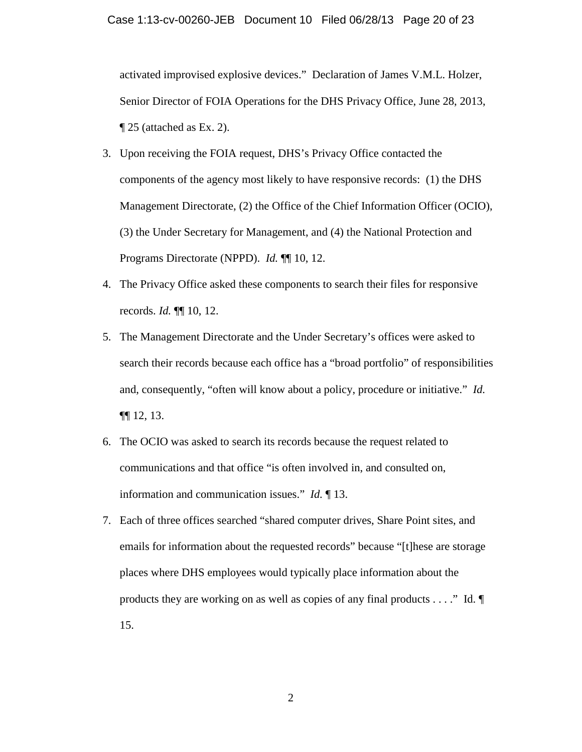activated improvised explosive devices." Declaration of James V.M.L. Holzer, Senior Director of FOIA Operations for the DHS Privacy Office, June 28, 2013, ¶ 25 (attached as Ex. 2).

3. Upon receiving the FOIA request, DHS's Privacy Office contacted the components of the agency most likely to have responsive records: (1) the DHS Management Directorate, (2) the Office of the Chief Information Officer (OCIO), (3) the Under Secretary for Management, and (4) the National Protection and Programs Directorate (NPPD). *Id.* ¶¶ 10, 12.
4. The Privacy Office asked these components to search their files for responsive records. *Id.* ¶¶ 10, 12.
5. The Management Directorate and the Under Secretary's offices were asked to search their records because each office has a "broad portfolio" of responsibilities and, consequently, "often will know about a policy, procedure or initiative." *Id.* ¶¶ 12, 13.
6. The OCIO was asked to search its records because the request related to communications and that office "is often involved in, and consulted on, information and communication issues." *Id.* ¶ 13.
7. Each of three offices searched "shared computer drives, Share Point sites, and emails for information about the requested records" because "[t]hese are storage places where DHS employees would typically place information about the products they are working on as well as copies of any final products . . . ." Id. ¶ 15.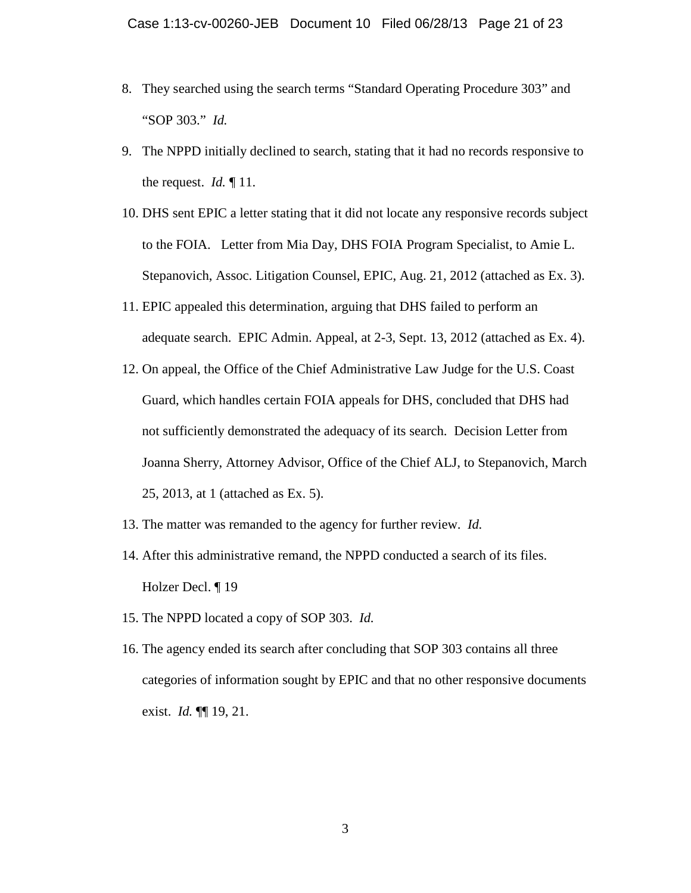8. They searched using the search terms "Standard Operating Procedure 303" and "SOP 303." *Id.*
9. The NPPD initially declined to search, stating that it had no records responsive to the request. *Id.* ¶ 11.
10. DHS sent EPIC a letter stating that it did not locate any responsive records subject to the FOIA. Letter from Mia Day, DHS FOIA Program Specialist, to Amie L. Stepanovich, Assoc. Litigation Counsel, EPIC, Aug. 21, 2012 (attached as Ex. 3).
11. EPIC appealed this determination, arguing that DHS failed to perform an adequate search. EPIC Admin. Appeal, at 2-3, Sept. 13, 2012 (attached as Ex. 4).
12. On appeal, the Office of the Chief Administrative Law Judge for the U.S. Coast Guard, which handles certain FOIA appeals for DHS, concluded that DHS had not sufficiently demonstrated the adequacy of its search. Decision Letter from Joanna Sherry, Attorney Advisor, Office of the Chief ALJ, to Stepanovich, March 25, 2013, at 1 (attached as Ex. 5).
13. The matter was remanded to the agency for further review. *Id.*
14. After this administrative remand, the NPPD conducted a search of its files. Holzer Decl. ¶ 19
15. The NPPD located a copy of SOP 303. *Id.*
16. The agency ended its search after concluding that SOP 303 contains all three categories of information sought by EPIC and that no other responsive documents exist. *Id.* ¶¶ 19, 21.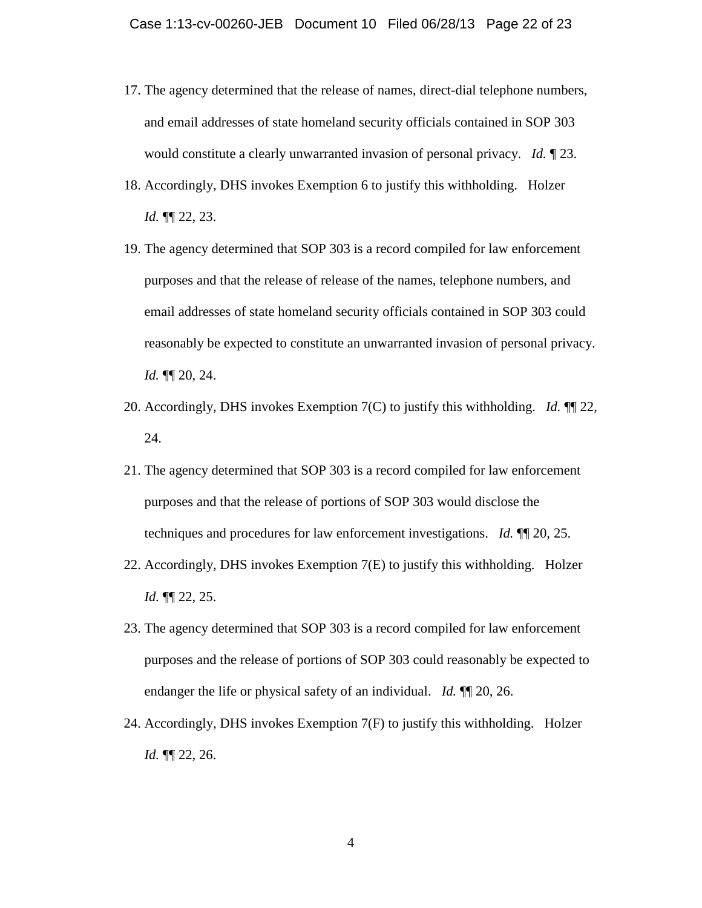17. The agency determined that the release of names, direct-dial telephone numbers, and email addresses of state homeland security officials contained in SOP 303 would constitute a clearly unwarranted invasion of personal privacy. *Id.* ¶ 23.
18. Accordingly, DHS invokes Exemption 6 to justify this withholding. Holzer *Id.* ¶¶ 22, 23.
19. The agency determined that SOP 303 is a record compiled for law enforcement purposes and that the release of release of the names, telephone numbers, and email addresses of state homeland security officials contained in SOP 303 could reasonably be expected to constitute an unwarranted invasion of personal privacy. *Id.* ¶¶ 20, 24.
20. Accordingly, DHS invokes Exemption 7(C) to justify this withholding. *Id.* ¶¶ 22, 24.
21. The agency determined that SOP 303 is a record compiled for law enforcement purposes and that the release of portions of SOP 303 would disclose the techniques and procedures for law enforcement investigations. *Id.* ¶¶ 20, 25.
22. Accordingly, DHS invokes Exemption 7(E) to justify this withholding. Holzer *Id.* ¶¶ 22, 25.
23. The agency determined that SOP 303 is a record compiled for law enforcement purposes and the release of portions of SOP 303 could reasonably be expected to endanger the life or physical safety of an individual. *Id.* ¶¶ 20, 26.
24. Accordingly, DHS invokes Exemption 7(F) to justify this withholding. Holzer *Id.* ¶¶ 22, 26.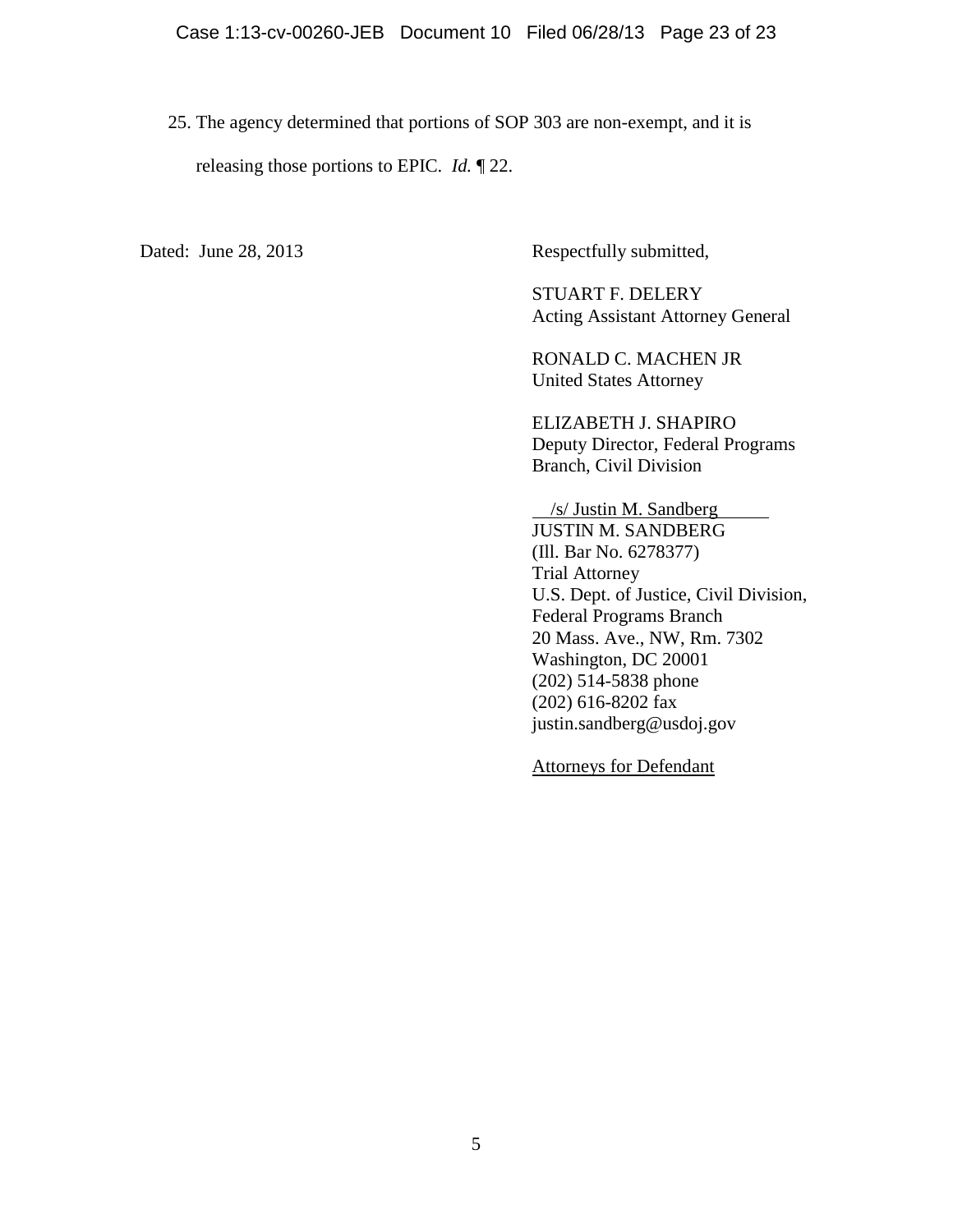25. The agency determined that portions of SOP 303 are non-exempt, and it is releasing those portions to EPIC. *Id.* ¶ 22.

Dated: June 28, 2013

Respectfully submitted,

STUART F. DELERY
Acting Assistant Attorney General

RONALD C. MACHEN JR
United States Attorney

ELIZABETH J. SHAPIRO
Deputy Director, Federal Programs Branch, Civil Division

/s/ Justin M. Sandberg
JUSTIN M. SANDBERG
(Ill. Bar No. 6278377)
Trial Attorney
U.S. Dept. of Justice, Civil Division,
Federal Programs Branch
20 Mass. Ave., NW, Rm. 7302
Washington, DC 20001
(202) 514-5838 phone
(202) 616-8202 fax
justin.sandberg@usdoj.gov

Attorneys for Defendant